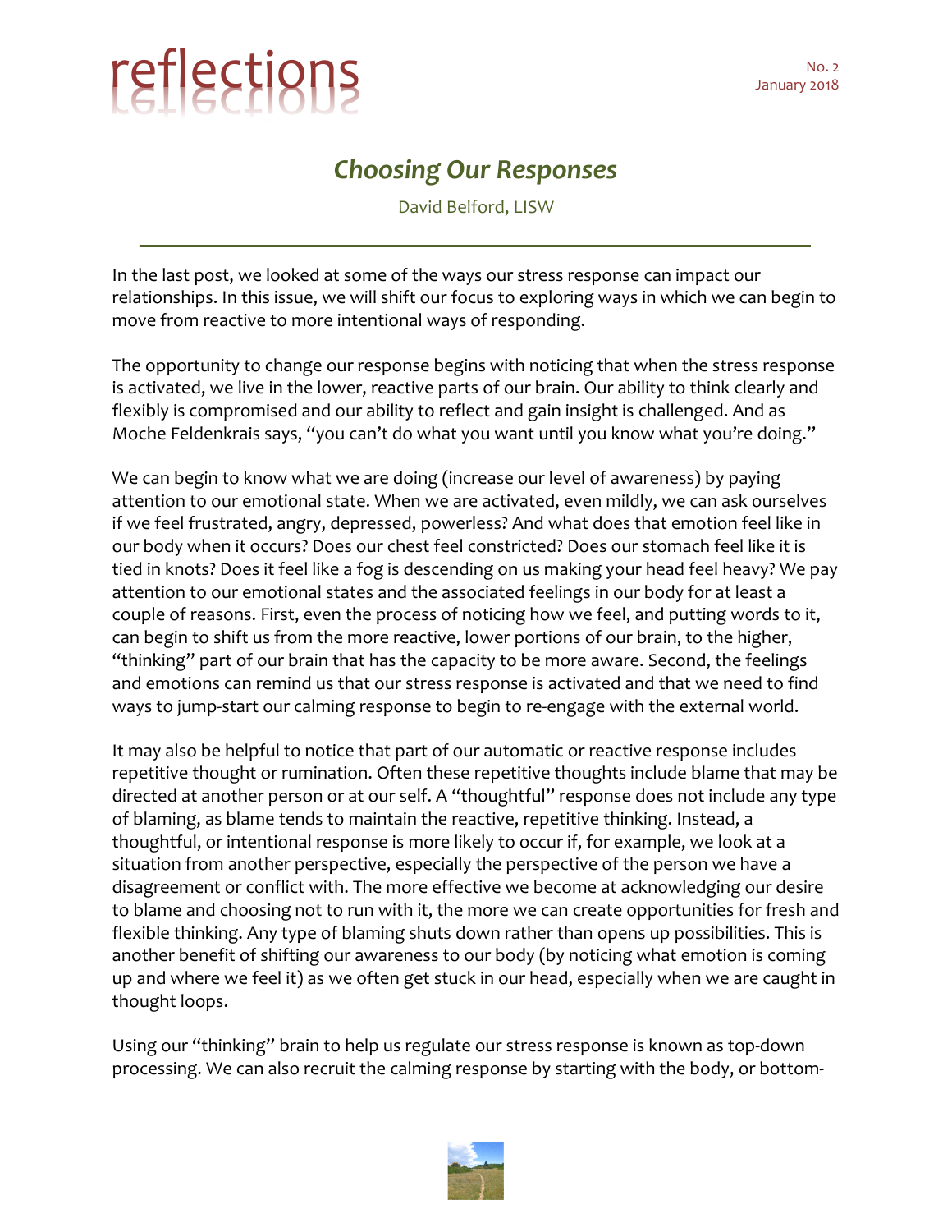# reflections

No. 2
January 2018

## *Choosing Our Responses*

David Belford, LISW

In the last post, we looked at some of the ways our stress response can impact our relationships. In this issue, we will shift our focus to exploring ways in which we can begin to move from reactive to more intentional ways of responding.

The opportunity to change our response begins with noticing that when the stress response is activated, we live in the lower, reactive parts of our brain. Our ability to think clearly and flexibly is compromised and our ability to reflect and gain insight is challenged. And as Moche Feldenkrais says, "you can't do what you want until you know what you're doing."

We can begin to know what we are doing (increase our level of awareness) by paying attention to our emotional state. When we are activated, even mildly, we can ask ourselves if we feel frustrated, angry, depressed, powerless? And what does that emotion feel like in our body when it occurs? Does our chest feel constricted? Does our stomach feel like it is tied in knots? Does it feel like a fog is descending on us making your head feel heavy? We pay attention to our emotional states and the associated feelings in our body for at least a couple of reasons. First, even the process of noticing how we feel, and putting words to it, can begin to shift us from the more reactive, lower portions of our brain, to the higher, "thinking" part of our brain that has the capacity to be more aware. Second, the feelings and emotions can remind us that our stress response is activated and that we need to find ways to jump-start our calming response to begin to re-engage with the external world.

It may also be helpful to notice that part of our automatic or reactive response includes repetitive thought or rumination. Often these repetitive thoughts include blame that may be directed at another person or at our self. A "thoughtful" response does not include any type of blaming, as blame tends to maintain the reactive, repetitive thinking. Instead, a thoughtful, or intentional response is more likely to occur if, for example, we look at a situation from another perspective, especially the perspective of the person we have a disagreement or conflict with. The more effective we become at acknowledging our desire to blame and choosing not to run with it, the more we can create opportunities for fresh and flexible thinking. Any type of blaming shuts down rather than opens up possibilities. This is another benefit of shifting our awareness to our body (by noticing what emotion is coming up and where we feel it) as we often get stuck in our head, especially when we are caught in thought loops.

Using our "thinking" brain to help us regulate our stress response is known as top-down processing. We can also recruit the calming response by starting with the body, or bottom-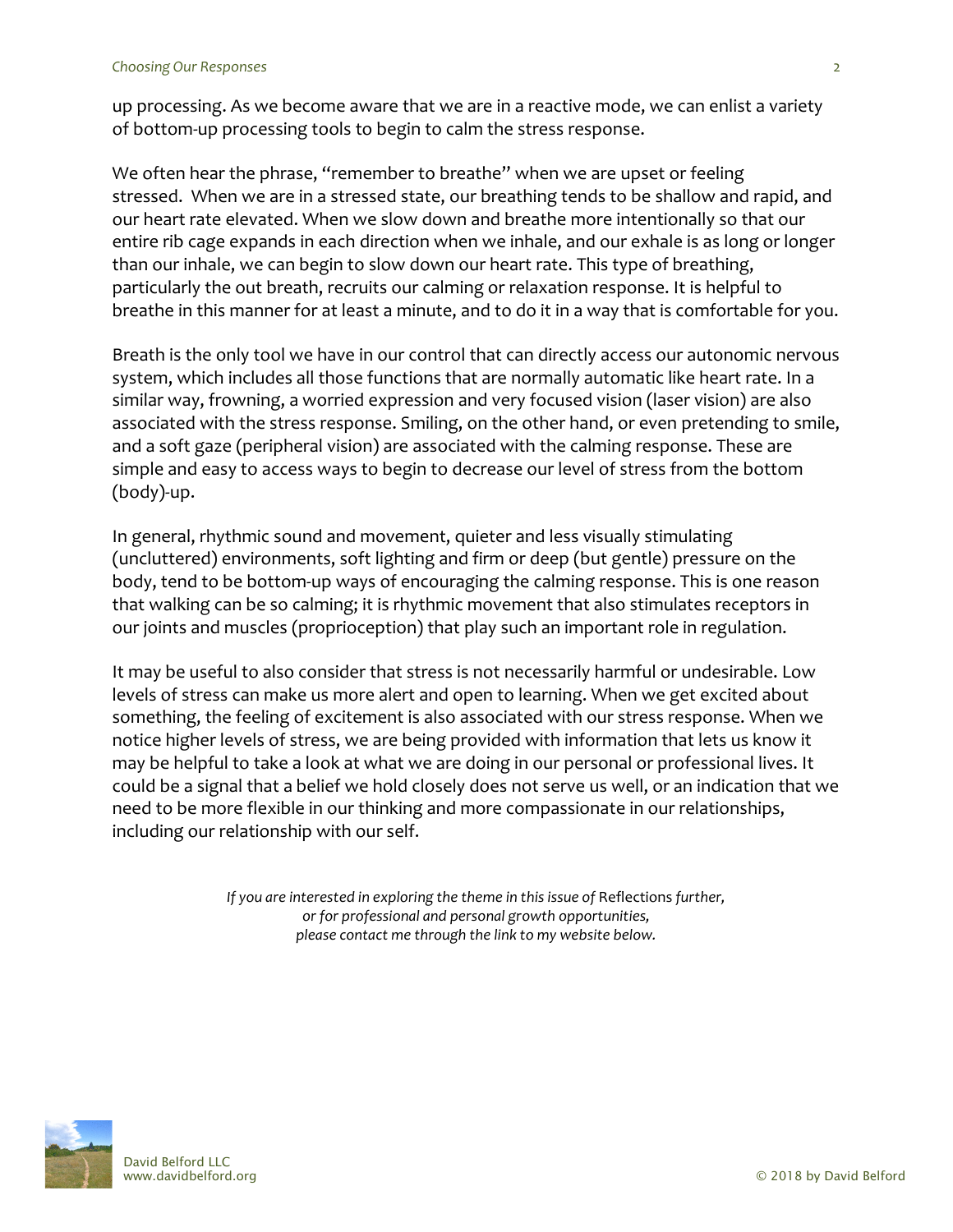up processing. As we become aware that we are in a reactive mode, we can enlist a variety of bottom-up processing tools to begin to calm the stress response.

We often hear the phrase, "remember to breathe" when we are upset or feeling stressed. When we are in a stressed state, our breathing tends to be shallow and rapid, and our heart rate elevated. When we slow down and breathe more intentionally so that our entire rib cage expands in each direction when we inhale, and our exhale is as long or longer than our inhale, we can begin to slow down our heart rate. This type of breathing, particularly the out breath, recruits our calming or relaxation response. It is helpful to breathe in this manner for at least a minute, and to do it in a way that is comfortable for you.

Breath is the only tool we have in our control that can directly access our autonomic nervous system, which includes all those functions that are normally automatic like heart rate. In a similar way, frowning, a worried expression and very focused vision (laser vision) are also associated with the stress response. Smiling, on the other hand, or even pretending to smile, and a soft gaze (peripheral vision) are associated with the calming response. These are simple and easy to access ways to begin to decrease our level of stress from the bottom (body)-up.

In general, rhythmic sound and movement, quieter and less visually stimulating (uncluttered) environments, soft lighting and firm or deep (but gentle) pressure on the body, tend to be bottom-up ways of encouraging the calming response. This is one reason that walking can be so calming; it is rhythmic movement that also stimulates receptors in our joints and muscles (proprioception) that play such an important role in regulation.

It may be useful to also consider that stress is not necessarily harmful or undesirable. Low levels of stress can make us more alert and open to learning. When we get excited about something, the feeling of excitement is also associated with our stress response. When we notice higher levels of stress, we are being provided with information that lets us know it may be helpful to take a look at what we are doing in our personal or professional lives. It could be a signal that a belief we hold closely does not serve us well, or an indication that we need to be more flexible in our thinking and more compassionate in our relationships, including our relationship with our self.

*If you are interested in exploring the theme in this issue of* Reflections *further, or for professional and personal growth opportunities, please contact me through the link to my website below.*

David Belford LLC
www.davidbelford.org

© 2018 by David Belford